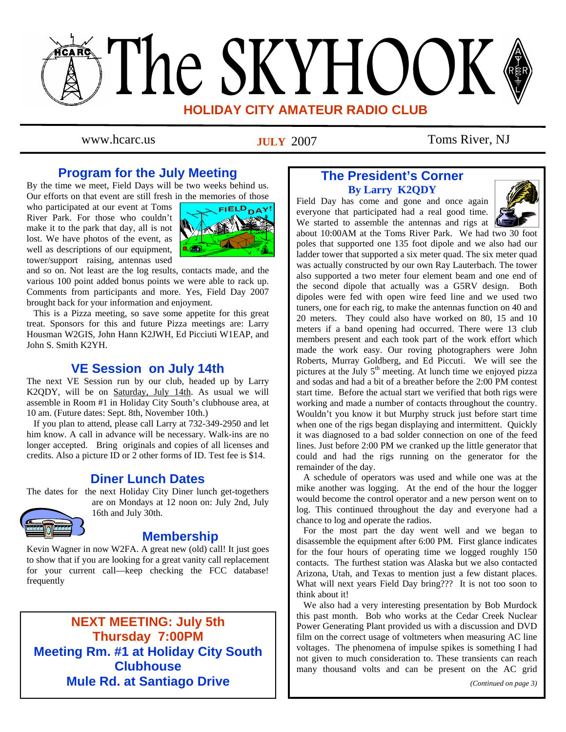# The SKYHOOK

## HOLIDAY CITY AMATEUR RADIO CLUB

www.hcarc.us **JULY** 2007 Toms River, NJ

## Program for the July Meeting

By the time we meet, Field Days will be two weeks behind us. Our efforts on that event are still fresh in the memories of those who participated at our event at Toms River Park. For those who couldn't make it to the park that day, all is not lost. We have photos of the event, as well as descriptions of our equipment, tower/support raising, antennas used and so on. Not least are the log results, contacts made, and the various 100 point added bonus points we were able to rack up. Comments from participants and more. Yes, Field Day 2007 brought back for your information and enjoyment.

This is a Pizza meeting, so save some appetite for this great treat. Sponsors for this and future Pizza meetings are: Larry Housman W2GIS, John Hann K2JWH, Ed Picciuti W1EAP, and John S. Smith K2YH.

## VE Session on July 14th

The next VE Session run by our club, headed up by Larry K2QDY, will be on Saturday, July 14th. As usual we will assemble in Room #1 in Holiday City South's clubhouse area, at 10 am. (Future dates: Sept. 8th, November 10th.)

If you plan to attend, please call Larry at 732-349-2950 and let him know. A call in advance will be necessary. Walk-ins are no longer accepted. Bring originals and copies of all licenses and credits. Also a picture ID or 2 other forms of ID. Test fee is $14.

## Diner Lunch Dates

The dates for the next Holiday City Diner lunch get-togethers are on Mondays at 12 noon on: July 2nd, July 16th and July 30th.

## Membership

Kevin Wagner in now W2FA. A great new (old) call! It just goes to show that if you are looking for a great vanity call replacement for your current call—keep checking the FCC database! frequently

**NEXT MEETING: July 5th**
**Thursday 7:00PM**
**Meeting Rm. #1 at Holiday City South Clubhouse**
**Mule Rd. at Santiago Drive**

## The President's Corner

### By Larry K2QDY

Field Day has come and gone and once again everyone that participated had a real good time. We started to assemble the antennas and rigs at about 10:00AM at the Toms River Park. We had two 30 foot poles that supported one 135 foot dipole and we also had our ladder tower that supported a six meter quad. The six meter quad was actually constructed by our own Ray Lauterbach. The tower also supported a two meter four element beam and one end of the second dipole that actually was a G5RV design. Both dipoles were fed with open wire feed line and we used two tuners, one for each rig, to make the antennas function on 40 and 20 meters. They could also have worked on 80, 15 and 10 meters if a band opening had occurred. There were 13 club members present and each took part of the work effort which made the work easy. Our roving photographers were John Roberts, Murray Goldberg, and Ed Piccuti. We will see the pictures at the July 5th meeting. At lunch time we enjoyed pizza and sodas and had a bit of a breather before the 2:00 PM contest start time. Before the actual start we verified that both rigs were working and made a number of contacts throughout the country. Wouldn't you know it but Murphy struck just before start time when one of the rigs began displaying and intermittent. Quickly it was diagnosed to a bad solder connection on one of the feed lines. Just before 2:00 PM we cranked up the little generator that could and had the rigs running on the generator for the remainder of the day.

A schedule of operators was used and while one was at the mike another was logging. At the end of the hour the logger would become the control operator and a new person went on to log. This continued throughout the day and everyone had a chance to log and operate the radios.

For the most part the day went well and we began to disassemble the equipment after 6:00 PM. First glance indicates for the four hours of operating time we logged roughly 150 contacts. The furthest station was Alaska but we also contacted Arizona, Utah, and Texas to mention just a few distant places. What will next years Field Day bring??? It is not too soon to think about it!

We also had a very interesting presentation by Bob Murdock this past month. Bob who works at the Cedar Creek Nuclear Power Generating Plant provided us with a discussion and DVD film on the correct usage of voltmeters when measuring AC line voltages. The phenomena of impulse spikes is something I had not given to much consideration to. These transients can reach many thousand volts and can be present on the AC grid

*(Continued on page 3)*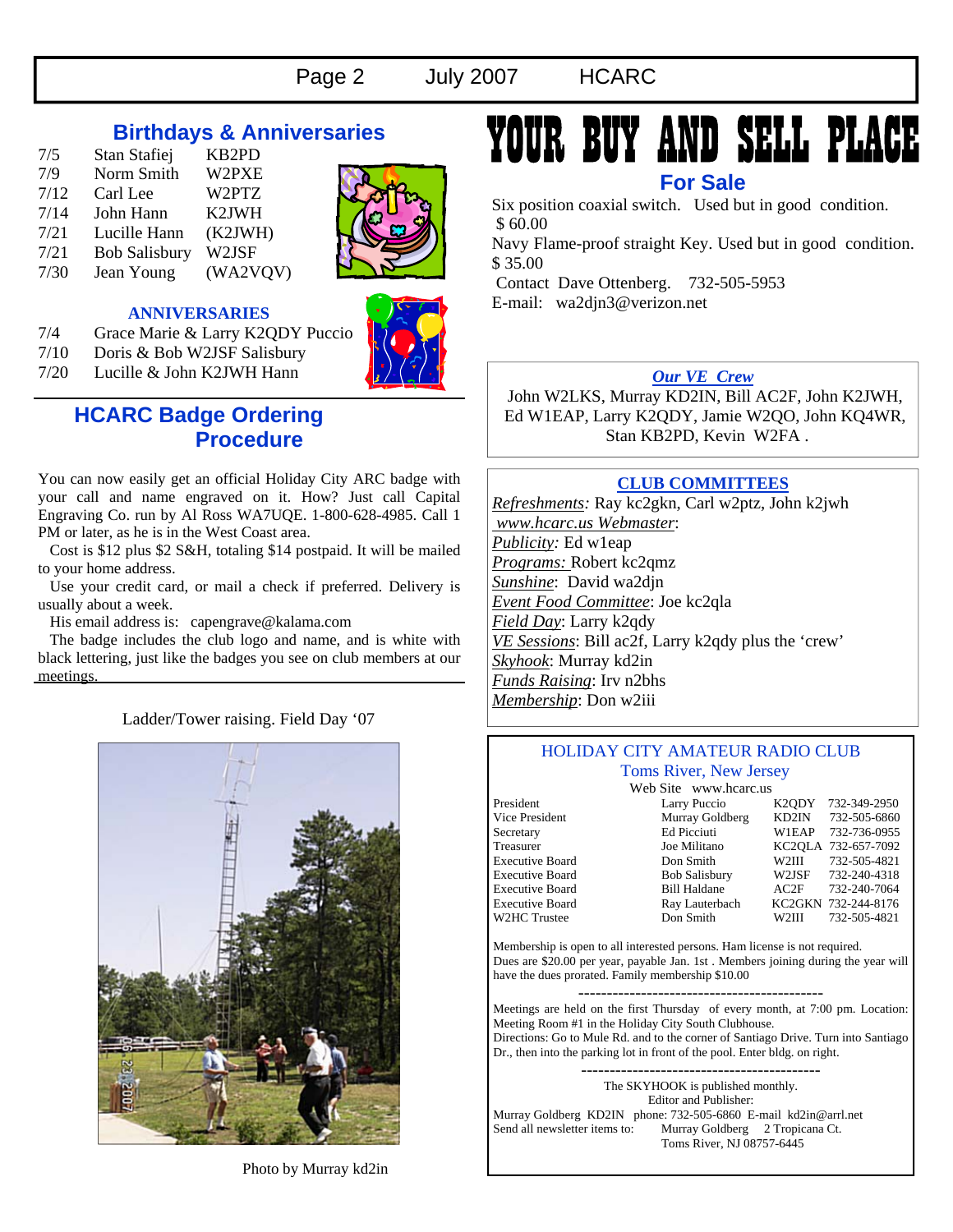## Birthdays & Anniversaries

| | | |
|---|---|---|
| 7/5 | Stan Stafiej | KB2PD |
| 7/9 | Norm Smith | W2PXE |
| 7/12 | Carl Lee | W2PTZ |
| 7/14 | John Hann | K2JWH |
| 7/21 | Lucille Hann | (K2JWH) |
| 7/21 | Bob Salisbury | W2JSF |
| 7/30 | Jean Young | (WA2VQV) |

### ANNIVERSARIES

| | |
|---|---|
| 7/4 | Grace Marie & Larry K2QDY Puccio |
| 7/10 | Doris & Bob W2JSF Salisbury |
| 7/20 | Lucille & John K2JWH Hann |

## HCARC Badge Ordering Procedure

You can now easily get an official Holiday City ARC badge with your call and name engraved on it. How? Just call Capital Engraving Co. run by Al Ross WA7UQE. 1-800-628-4985. Call 1 PM or later, as he is in the West Coast area.

Cost is $12 plus $2 S&H, totaling $14 postpaid. It will be mailed to your home address.

Use your credit card, or mail a check if preferred. Delivery is usually about a week.

His email address is: capengrave@kalama.com

The badge includes the club logo and name, and is white with black lettering, just like the badges you see on club members at our meetings.

Ladder/Tower raising. Field Day '07

Photo by Murray kd2in

# YOUR BUY AND SELL PLACE

## For Sale

Six position coaxial switch. Used but in good condition. $ 60.00

Navy Flame-proof straight Key. Used but in good condition. $ 35.00

Contact Dave Ottenberg. 732-505-5953
E-mail: wa2djn3@verizon.net

### *Our VE Crew*

John W2LKS, Murray KD2IN, Bill AC2F, John K2JWH, Ed W1EAP, Larry K2QDY, Jamie W2QO, John KQ4WR, Stan KB2PD, Kevin W2FA .

### CLUB COMMITTEES

*Refreshments:* Ray kc2gkn, Carl w2ptz, John k2jwh
*www.hcarc.us Webmaster*:
*Publicity:* Ed w1eap
*Programs:* Robert kc2qmz
*Sunshine*: David wa2djn
*Event Food Committee*: Joe kc2qla
*Field Day*: Larry k2qdy
*VE Sessions*: Bill ac2f, Larry k2qdy plus the 'crew'
*Skyhook*: Murray kd2in
*Funds Raising*: Irv n2bhs
*Membership*: Don w2iii

### HOLIDAY CITY AMATEUR RADIO CLUB
Toms River, New Jersey
Web Site www.hcarc.us

| | | | |
|---|---|---|---|
| President | Larry Puccio | K2QDY | 732-349-2950 |
| Vice President | Murray Goldberg | KD2IN | 732-505-6860 |
| Secretary | Ed Picciuti | W1EAP | 732-736-0955 |
| Treasurer | Joe Militano | KC2QLA | 732-657-7092 |
| Executive Board | Don Smith | W2III | 732-505-4821 |
| Executive Board | Bob Salisbury | W2JSF | 732-240-4318 |
| Executive Board | Bill Haldane | AC2F | 732-240-7064 |
| Executive Board | Ray Lauterbach | KC2GKN | 732-244-8176 |
| W2HC Trustee | Don Smith | W2III | 732-505-4821 |

Membership is open to all interested persons. Ham license is not required. Dues are $20.00 per year, payable Jan. 1st . Members joining during the year will have the dues prorated. Family membership $10.00

---

Meetings are held on the first Thursday of every month, at 7:00 pm. Location: Meeting Room #1 in the Holiday City South Clubhouse.
Directions: Go to Mule Rd. and to the corner of Santiago Drive. Turn into Santiago Dr., then into the parking lot in front of the pool. Enter bldg. on right.

---

The SKYHOOK is published monthly.
Editor and Publisher:
Murray Goldberg KD2IN phone: 732-505-6860 E-mail kd2in@arrl.net
Send all newsletter items to: Murray Goldberg 2 Tropicana Ct.
Toms River, NJ 08757-6445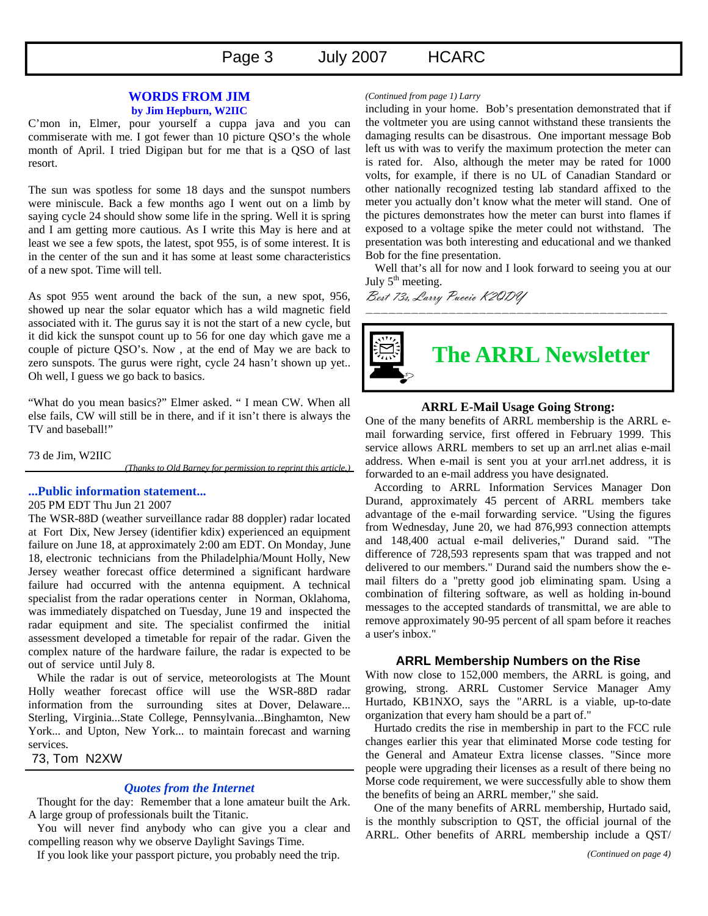## WORDS FROM JIM

**by Jim Hepburn, W2IIC**

C'mon in, Elmer, pour yourself a cuppa java and you can commiserate with me. I got fewer than 10 picture QSO's the whole month of April. I tried Digipan but for me that is a QSO of last resort.

The sun was spotless for some 18 days and the sunspot numbers were miniscule. Back a few months ago I went out on a limb by saying cycle 24 should show some life in the spring. Well it is spring and I am getting more cautious. As I write this May is here and at least we see a few spots, the latest, spot 955, is of some interest. It is in the center of the sun and it has some at least some characteristics of a new spot. Time will tell.

As spot 955 went around the back of the sun, a new spot, 956, showed up near the solar equator which has a wild magnetic field associated with it. The gurus say it is not the start of a new cycle, but it did kick the sunspot count up to 56 for one day which gave me a couple of picture QSO's. Now , at the end of May we are back to zero sunspots. The gurus were right, cycle 24 hasn't shown up yet.. Oh well, I guess we go back to basics.

"What do you mean basics?" Elmer asked. " I mean CW. When all else fails, CW will still be in there, and if it isn't there is always the TV and baseball!"

73 de Jim, W2IIC

*(Thanks to Old Barney for permission to reprint this article.)*

---

## ...Public information statement...

205 PM EDT Thu Jun 21 2007

The WSR-88D (weather surveillance radar 88 doppler) radar located at Fort Dix, New Jersey (identifier kdix) experienced an equipment failure on June 18, at approximately 2:00 am EDT. On Monday, June 18, electronic technicians from the Philadelphia/Mount Holly, New Jersey weather forecast office determined a significant hardware failure had occurred with the antenna equipment. A technical specialist from the radar operations center in Norman, Oklahoma, was immediately dispatched on Tuesday, June 19 and inspected the radar equipment and site. The specialist confirmed the initial assessment developed a timetable for repair of the radar. Given the complex nature of the hardware failure, the radar is expected to be out of service until July 8.

While the radar is out of service, meteorologists at The Mount Holly weather forecast office will use the WSR-88D radar information from the surrounding sites at Dover, Delaware... Sterling, Virginia...State College, Pennsylvania...Binghamton, New York... and Upton, New York... to maintain forecast and warning services.

73, Tom N2XW

---

## *Quotes from the Internet*

Thought for the day: Remember that a lone amateur built the Ark. A large group of professionals built the Titanic.

You will never find anybody who can give you a clear and compelling reason why we observe Daylight Savings Time.

If you look like your passport picture, you probably need the trip.

*(Continued from page 1) Larry*

including in your home. Bob's presentation demonstrated that if the voltmeter you are using cannot withstand these transients the damaging results can be disastrous. One important message Bob left us with was to verify the maximum protection the meter can is rated for. Also, although the meter may be rated for 1000 volts, for example, if there is no UL of Canadian Standard or other nationally recognized testing lab standard affixed to the meter you actually don't know what the meter will stand. One of the pictures demonstrates how the meter can burst into flames if exposed to a voltage spike the meter could not withstand. The presentation was both interesting and educational and we thanked Bob for the fine presentation.

Well that's all for now and I look forward to seeing you at our July 5th meeting.

*Best 73s, Larry Puccio K2QDY*

---

# The ARRL Newsletter

### ARRL E-Mail Usage Going Strong:

One of the many benefits of ARRL membership is the ARRL e-mail forwarding service, first offered in February 1999. This service allows ARRL members to set up an arrl.net alias e-mail address. When e-mail is sent you at your arrl.net address, it is forwarded to an e-mail address you have designated.

According to ARRL Information Services Manager Don Durand, approximately 45 percent of ARRL members take advantage of the e-mail forwarding service. "Using the figures from Wednesday, June 20, we had 876,993 connection attempts and 148,400 actual e-mail deliveries," Durand said. "The difference of 728,593 represents spam that was trapped and not delivered to our members." Durand said the numbers show the e-mail filters do a "pretty good job eliminating spam. Using a combination of filtering software, as well as holding in-bound messages to the accepted standards of transmittal, we are able to remove approximately 90-95 percent of all spam before it reaches a user's inbox."

### ARRL Membership Numbers on the Rise

With now close to 152,000 members, the ARRL is going, and growing, strong. ARRL Customer Service Manager Amy Hurtado, KB1NXO, says the "ARRL is a viable, up-to-date organization that every ham should be a part of."

Hurtado credits the rise in membership in part to the FCC rule changes earlier this year that eliminated Morse code testing for the General and Amateur Extra license classes. "Since more people were upgrading their licenses as a result of there being no Morse code requirement, we were successfully able to show them the benefits of being an ARRL member," she said.

One of the many benefits of ARRL membership, Hurtado said, is the monthly subscription to QST, the official journal of the ARRL. Other benefits of ARRL membership include a QST/

*(Continued on page 4)*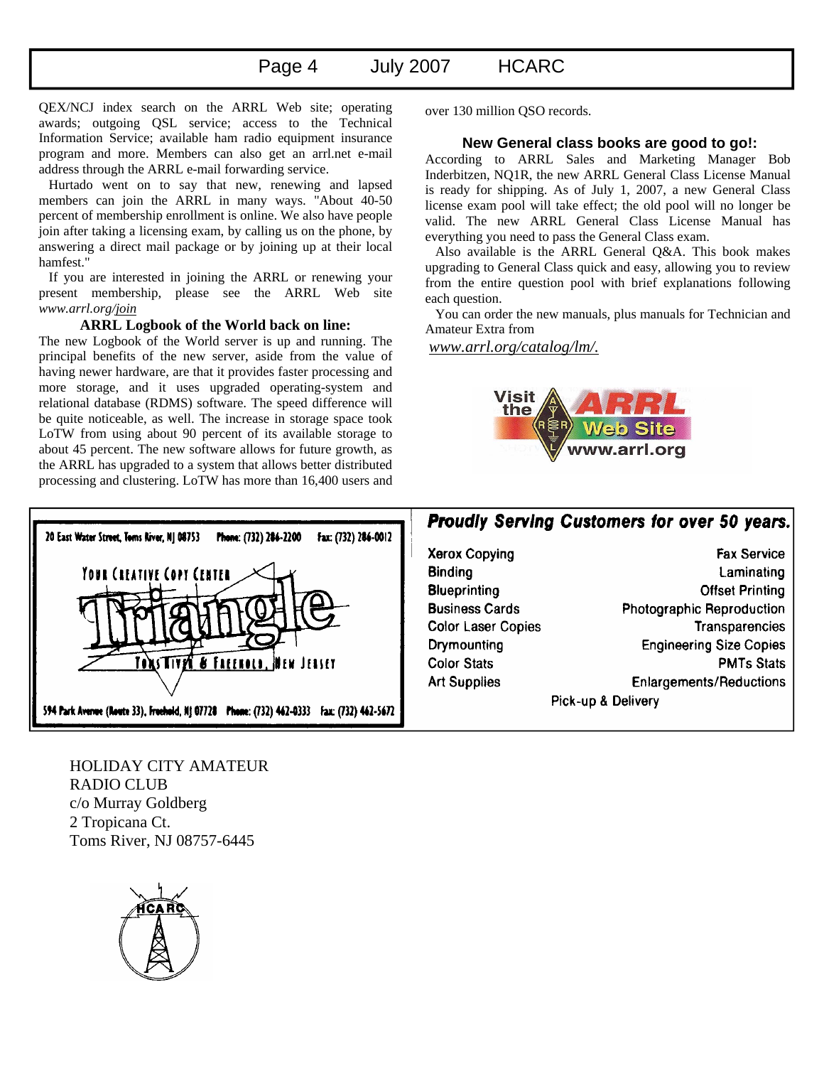QEX/NCJ index search on the ARRL Web site; operating awards; outgoing QSL service; access to the Technical Information Service; available ham radio equipment insurance program and more. Members can also get an arrl.net e-mail address through the ARRL e-mail forwarding service.

Hurtado went on to say that new, renewing and lapsed members can join the ARRL in many ways. "About 40-50 percent of membership enrollment is online. We also have people join after taking a licensing exam, by calling us on the phone, by answering a direct mail package or by joining up at their local hamfest."

If you are interested in joining the ARRL or renewing your present membership, please see the ARRL Web site *www.arrl.org/join*

### ARRL Logbook of the World back on line:

The new Logbook of the World server is up and running. The principal benefits of the new server, aside from the value of having newer hardware, are that it provides faster processing and more storage, and it uses upgraded operating-system and relational database (RDMS) software. The speed difference will be quite noticeable, as well. The increase in storage space took LoTW from using about 90 percent of its available storage to about 45 percent. The new software allows for future growth, as the ARRL has upgraded to a system that allows better distributed processing and clustering. LoTW has more than 16,400 users and over 130 million QSO records.

### New General class books are good to go!:

According to ARRL Sales and Marketing Manager Bob Inderbitzen, NQ1R, the new ARRL General Class License Manual is ready for shipping. As of July 1, 2007, a new General Class license exam pool will take effect; the old pool will no longer be valid. The new ARRL General Class License Manual has everything you need to pass the General Class exam.

Also available is the ARRL General Q&A. This book makes upgrading to General Class quick and easy, allowing you to review from the entire question pool with brief explanations following each question.

You can order the new manuals, plus manuals for Technician and Amateur Extra from

*www.arrl.org/catalog/lm/.*

Visit the ARRL Web Site www.arrl.org

20 East Water Street, Toms River, NJ 08753 Phone: (732) 286-2200 Fax: (732) 286-0012

YOUR CREATIVE COPY CENTER

**Triangle**

TOMS RIVER & FREEHOLD, NEW JERSEY

594 Park Avenue (Route 33), Freehold, NJ 07728 Phone: (732) 462-0333 Fax: (732) 462-5672

***Proudly Serving Customers for over 50 years.***

| | |
|---|---|
| Xerox Copying | Fax Service |
| Binding | Laminating |
| Blueprinting | Offset Printing |
| Business Cards | Photographic Reproduction |
| Color Laser Copies | Transparencies |
| Drymounting | Engineering Size Copies |
| Color Stats | PMTs Stats |
| Art Supplies | Enlargements/Reductions |

Pick-up & Delivery

HOLIDAY CITY AMATEUR RADIO CLUB
c/o Murray Goldberg
2 Tropicana Ct.
Toms River, NJ 08757-6445

HCARC